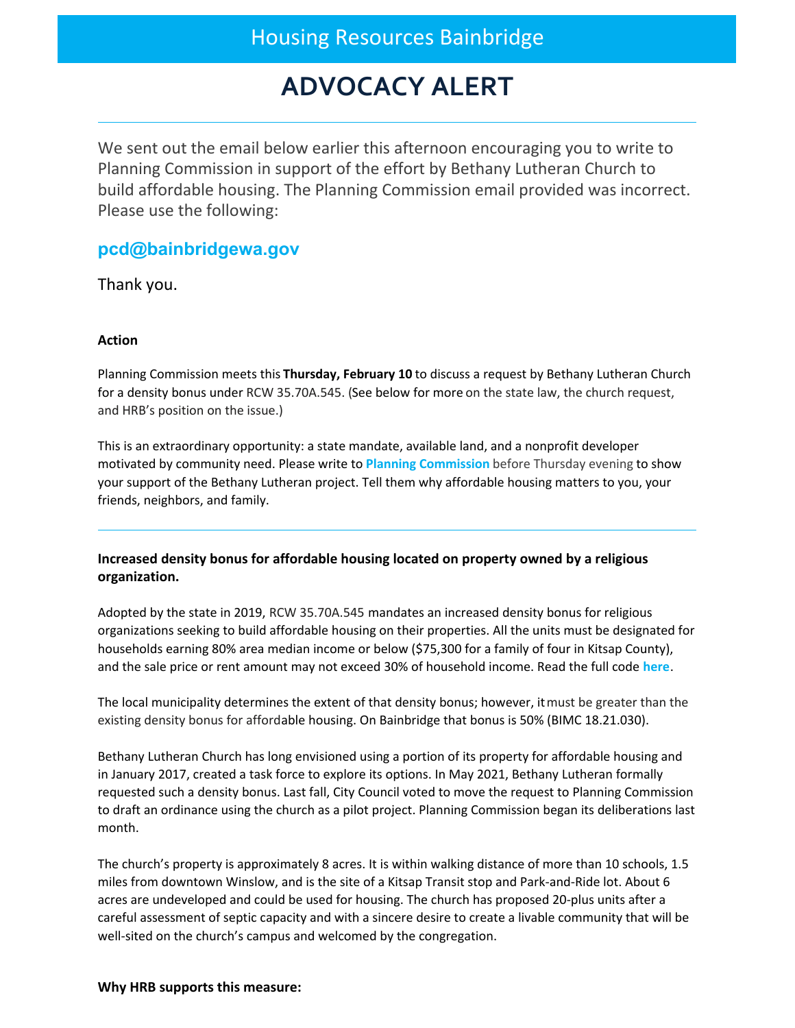# Housing Resources Bainbridge

# ADVOCACY ALERT

We sent out the email below earlier this afternoon encouraging you to write to Planning Commission in support of the effort by Bethany Lutheran Church to build affordable housing. The Planning Commission email provided was incorrect. Please use the following:

**pcd@bainbridgewa.gov**

Thank you.

**Action**

Planning Commission meets this **Thursday, February 10** to discuss a request by Bethany Lutheran Church for a density bonus under RCW 35.70A.545. (See below for more on the state law, the church request, and HRB's position on the issue.)

This is an extraordinary opportunity: a state mandate, available land, and a nonprofit developer motivated by community need. Please write to **Planning Commission** before Thursday evening to show your support of the Bethany Lutheran project. Tell them why affordable housing matters to you, your friends, neighbors, and family.

---

**Increased density bonus for affordable housing located on property owned by a religious organization.**

Adopted by the state in 2019, RCW 35.70A.545 mandates an increased density bonus for religious organizations seeking to build affordable housing on their properties. All the units must be designated for households earning 80% area median income or below ($75,300 for a family of four in Kitsap County), and the sale price or rent amount may not exceed 30% of household income. Read the full code **here**.

The local municipality determines the extent of that density bonus; however, it must be greater than the existing density bonus for affordable housing. On Bainbridge that bonus is 50% (BIMC 18.21.030).

Bethany Lutheran Church has long envisioned using a portion of its property for affordable housing and in January 2017, created a task force to explore its options. In May 2021, Bethany Lutheran formally requested such a density bonus. Last fall, City Council voted to move the request to Planning Commission to draft an ordinance using the church as a pilot project. Planning Commission began its deliberations last month.

The church's property is approximately 8 acres. It is within walking distance of more than 10 schools, 1.5 miles from downtown Winslow, and is the site of a Kitsap Transit stop and Park-and-Ride lot. About 6 acres are undeveloped and could be used for housing. The church has proposed 20-plus units after a careful assessment of septic capacity and with a sincere desire to create a livable community that will be well-sited on the church's campus and welcomed by the congregation.

**Why HRB supports this measure:**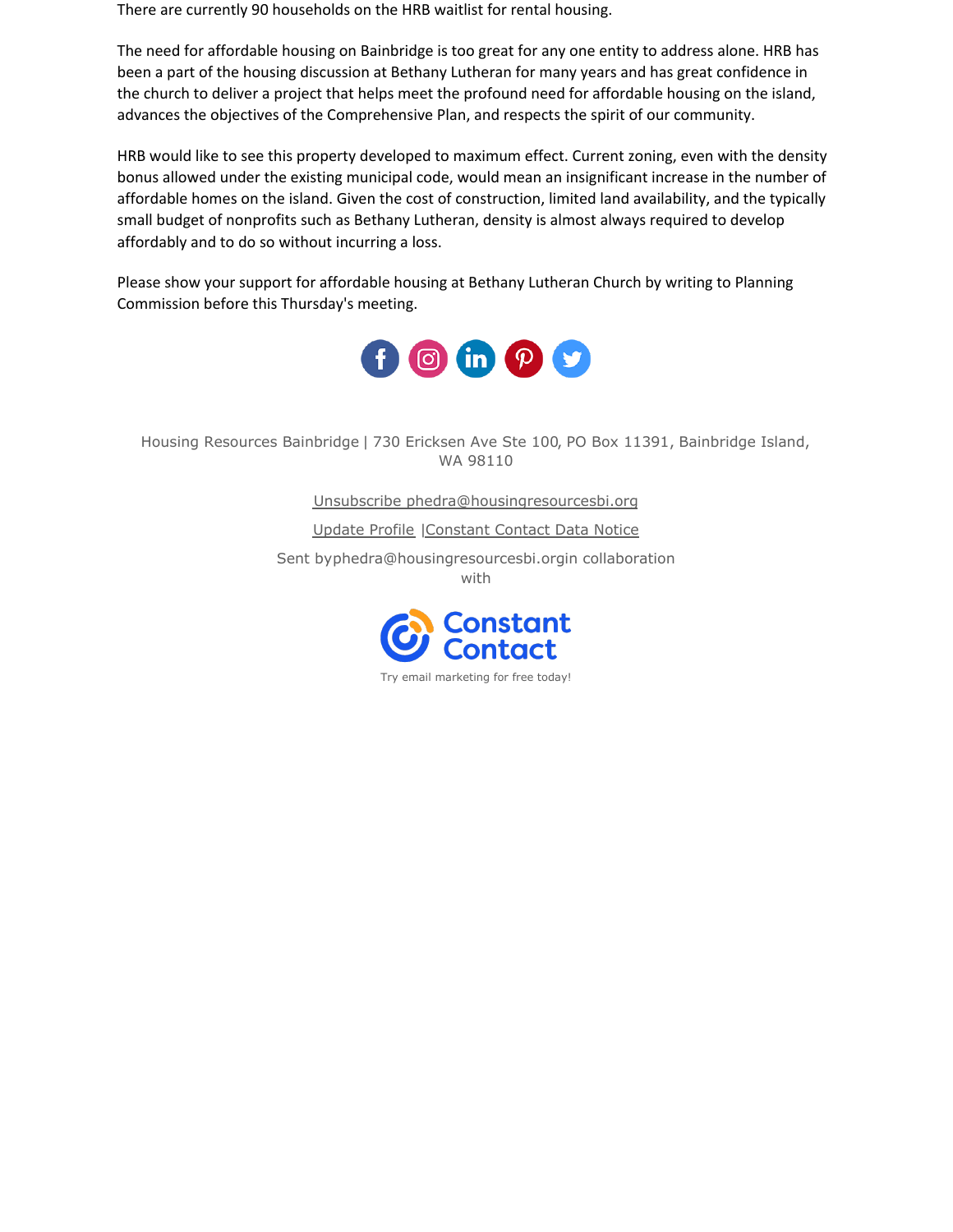There are currently 90 households on the HRB waitlist for rental housing.

The need for affordable housing on Bainbridge is too great for any one entity to address alone. HRB has been a part of the housing discussion at Bethany Lutheran for many years and has great confidence in the church to deliver a project that helps meet the profound need for affordable housing on the island, advances the objectives of the Comprehensive Plan, and respects the spirit of our community.

HRB would like to see this property developed to maximum effect. Current zoning, even with the density bonus allowed under the existing municipal code, would mean an insignificant increase in the number of affordable homes on the island. Given the cost of construction, limited land availability, and the typically small budget of nonprofits such as Bethany Lutheran, density is almost always required to develop affordably and to do so without incurring a loss.

Please show your support for affordable housing at Bethany Lutheran Church by writing to Planning Commission before this Thursday's meeting.

Housing Resources Bainbridge | 730 Ericksen Ave Ste 100, PO Box 11391, Bainbridge Island, WA 98110

Unsubscribe phedra@housingresourcesbi.org

Update Profile |Constant Contact Data Notice

Sent byphedra@housingresourcesbi.orgin collaboration with

Constant Contact

Try email marketing for free today!